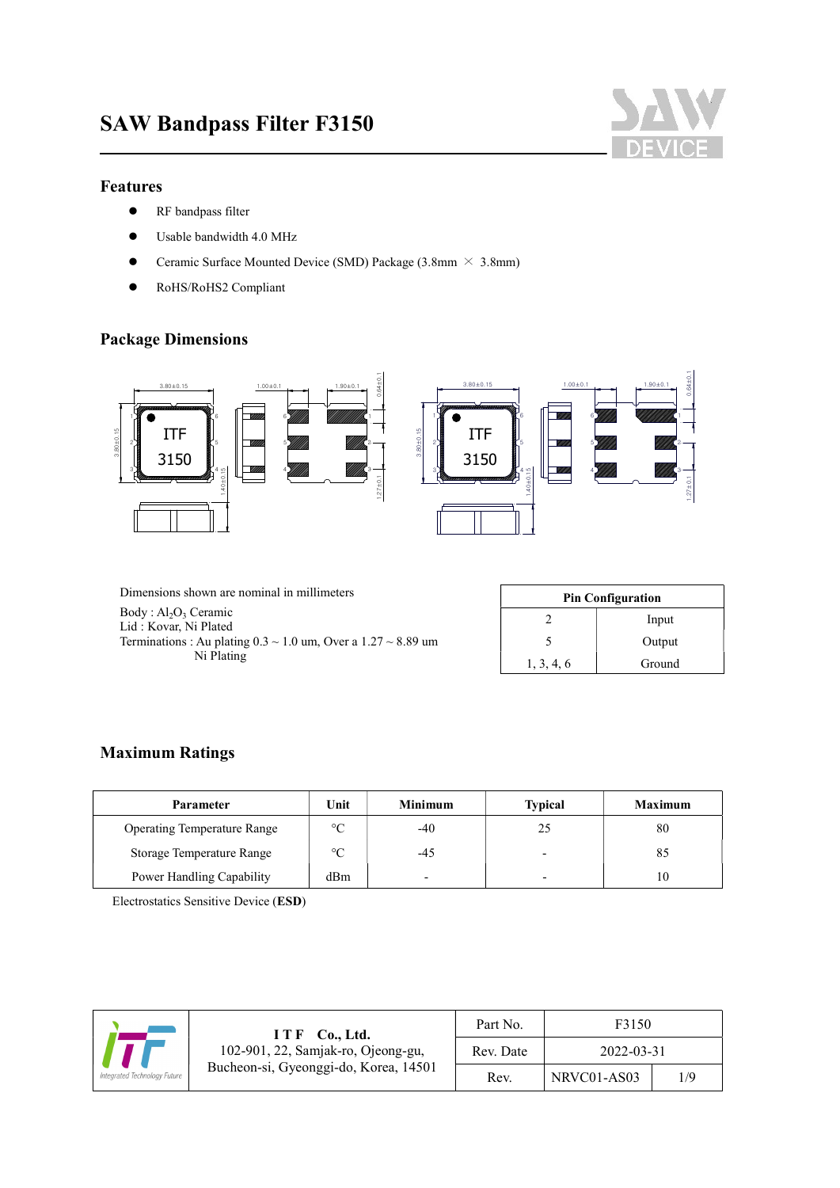# SAW Bandpass Filter F3150

## Features

- RF bandpass filter
- Usable bandwidth 4.0 MHz
- Ceramic Surface Mounted Device (SMD) Package (3.8mm × 3.8mm)
- RoHS/RoHS2 Compliant

## Package Dimensions

Dimensions shown are nominal in millimeters

Body : $Al_2O_3$ Ceramic
Lid : Kovar, Ni Plated
Terminations : Au plating 0.3 ~ 1.0 um, Over a 1.27 ~ 8.89 um Ni Plating

| Pin Configuration | |
|---|---|
| 2 | Input |
| 5 | Output |
| 1, 3, 4, 6 | Ground |

## Maximum Ratings

| Parameter | Unit | Minimum | Typical | Maximum |
|---|---|---|---|---|
| Operating Temperature Range | °C | -40 | 25 | 80 |
| Storage Temperature Range | °C | -45 | - | 85 |
| Power Handling Capability | dBm | - | - | 10 |

Electrostatics Sensitive Device (**ESD**)

| | | | |
|---|---|---|---|
| **I T F Co., Ltd.** 102-901, 22, Samjak-ro, Ojeong-gu, Bucheon-si, Gyeonggi-do, Korea, 14501 | Part No. | F3150 | |
| | Rev. Date | 2022-03-31 | |
| | Rev. | NRVC01-AS03 | 1/9 |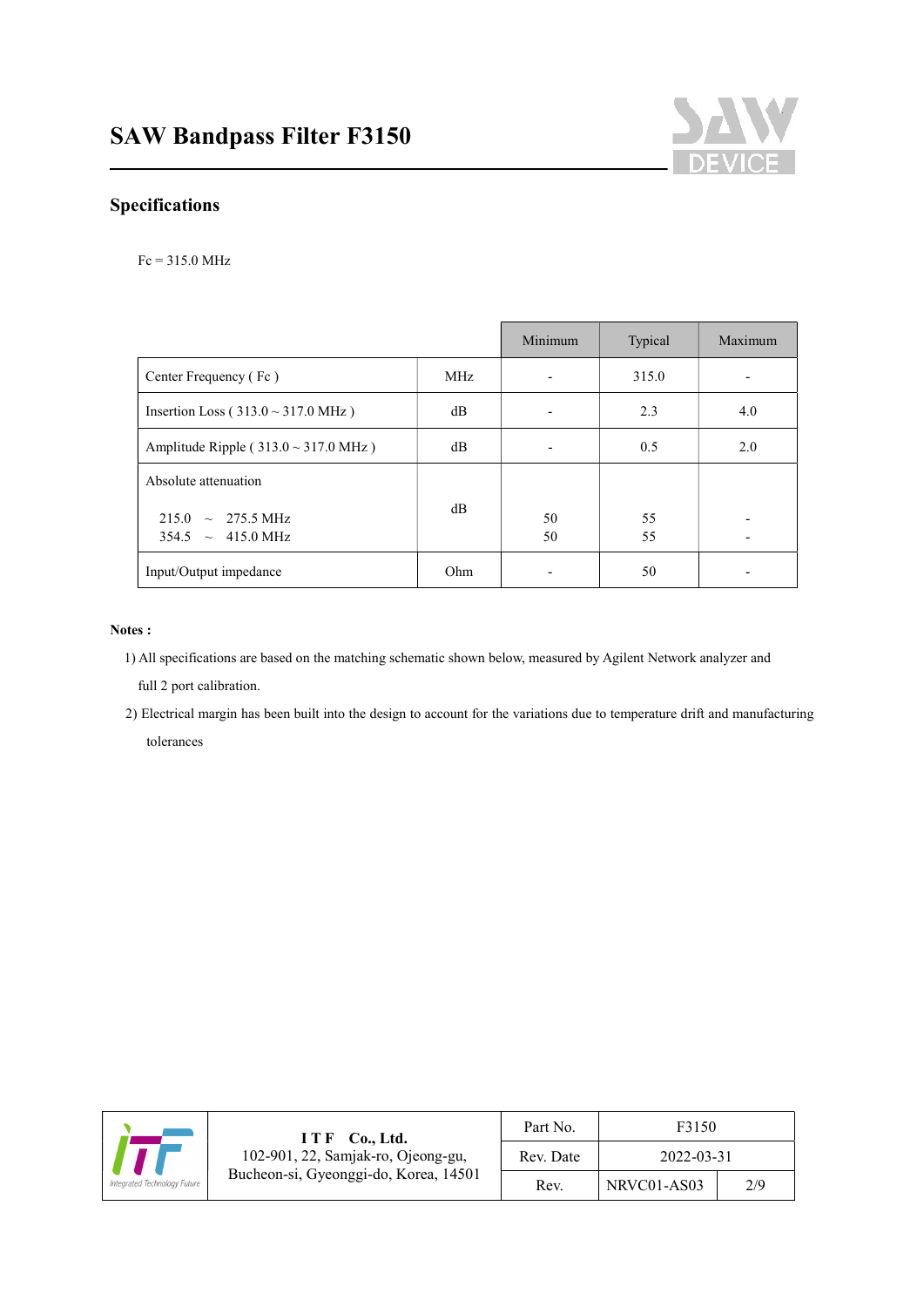# SAW Bandpass Filter F3150

## Specifications

Fc = 315.0 MHz

| | | Minimum | Typical | Maximum |
|---|---|---|---|---|
| Center Frequency ( Fc ) | MHz | - | 315.0 | - |
| Insertion Loss ( 313.0 ~ 317.0 MHz ) | dB | - | 2.3 | 4.0 |
| Amplitude Ripple ( 313.0 ~ 317.0 MHz ) | dB | - | 0.5 | 2.0 |
| Absolute attenuation<br>215.0 ~ 275.5 MHz<br>354.5 ~ 415.0 MHz | dB | <br>50<br>50 | <br>55<br>55 | <br>-<br>- |
| Input/Output impedance | Ohm | - | 50 | - |

**Notes :**

1) All specifications are based on the matching schematic shown below, measured by Agilent Network analyzer and full 2 port calibration.

2) Electrical margin has been built into the design to account for the variations due to temperature drift and manufacturing tolerances

| ITF Co., Ltd.<br>102-901, 22, Samjak-ro, Ojeong-gu,<br>Bucheon-si, Gyeonggi-do, Korea, 14501 | Part No. | F3150 | |
|---|---|---|---|
| | Rev. Date | 2022-03-31 | |
| | Rev. | NRVC01-AS03 | 2/9 |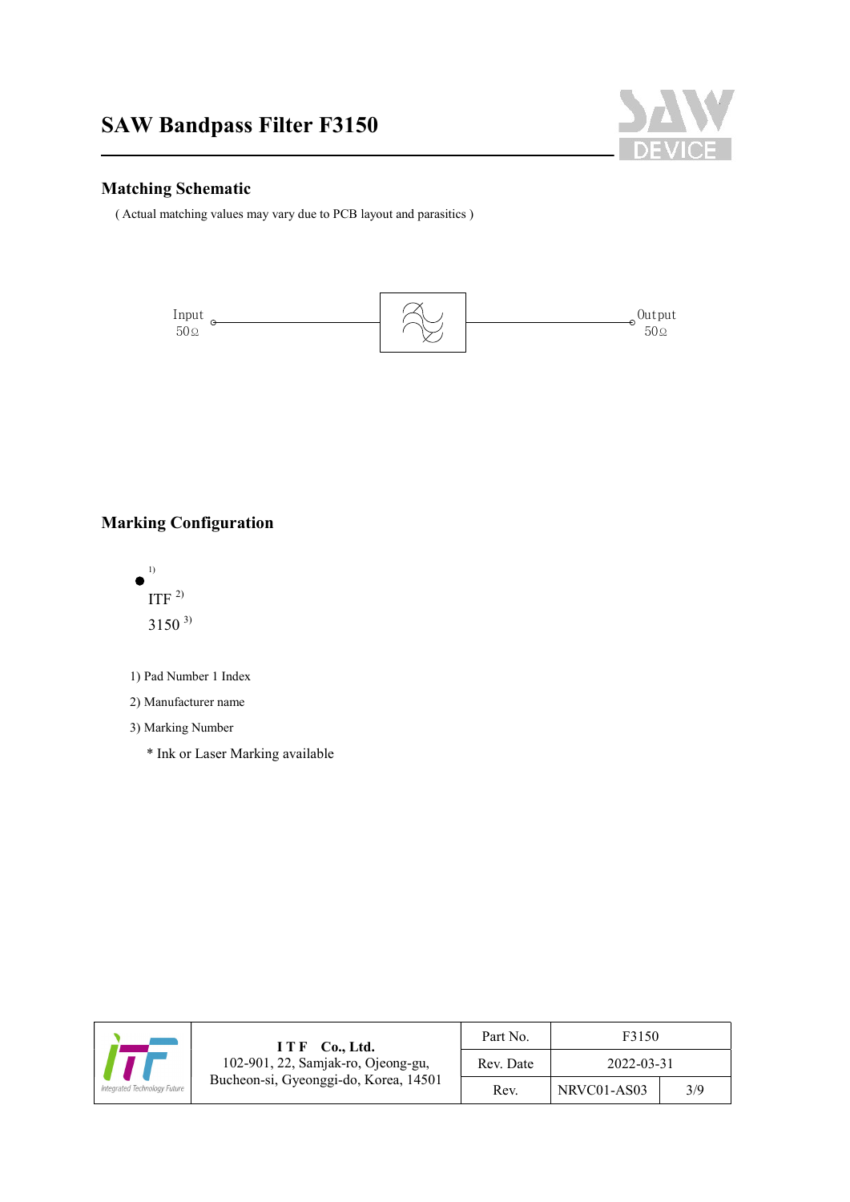# SAW Bandpass Filter F3150

## Matching Schematic

( Actual matching values may vary due to PCB layout and parasitics )

Input 50Ω

Output 50Ω

## Marking Configuration

● [1]

ITF [2]

3150 [3]

1) Pad Number 1 Index
2) Manufacturer name
3) Marking Number

   * Ink or Laser Marking available

| | I T F Co., Ltd. 102-901, 22, Samjak-ro, Ojeong-gu, Bucheon-si, Gyeonggi-do, Korea, 14501 | Part No. | F3150 | |
|---|---|---|---|---|
| | | Rev. Date | 2022-03-31 | |
| | | Rev. | NRVC01-AS03 | 3/9 |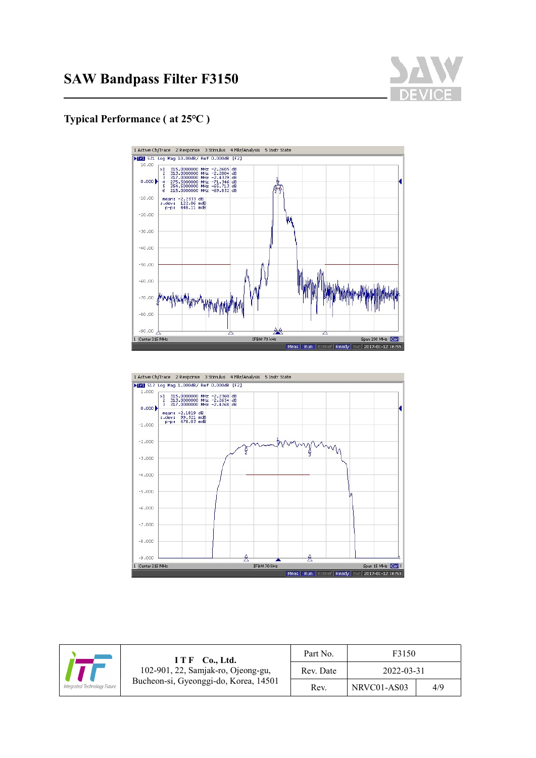# SAW Bandpass Filter F3150

## Typical Performance ( at 25℃ )

1 Active Ch/Trace 2 Response 3 Stimulus 4 Mkr/Analysis 5 Instr State

Tr1 S21 Log Mag 10.00dB/ Ref 0.000dB [F2]

```
>1  315.0000000 MHz  -2.2605 dB
 2  313.0000000 MHz  -2.2804 dB
 3  317.0000000 MHz  -2.4329 dB
 4  275.5000000 MHz  -71.346 dB
 5  354.5000000 MHz  -65.713 dB
 6  215.0000000 MHz  -69.832 dB

mean:  -2.2333 dB
s.dev:  122.06 mdB
p-p:    448.11 mdB
```

1 Center 315 MHz IFBW 70 kHz Span 200 MHz Cor

Meas Run ExtRef Ready Svc 2017-01-12 16:55

1 Active Ch/Trace 2 Response 3 Stimulus 4 Mkr/Analysis 5 Instr State

Tr1 S12 Log Mag 1.000dB/ Ref 0.000dB [F2]

```
>1  315.0000000 MHz  -2.2360 dB
 2  313.0000000 MHz  -2.2654 dB
 3  317.0000000 MHz  -2.4268 dB

mean:  -2.1819 dB
s.dev:  99.321 mdB
p-p:    478.03 mdB
```

1 Center 315 MHz IFBW 70 kHz Span 15 MHz Cor

Meas Run ExtRef Ready Svc 2017-01-12 16:53

| ITF Co., Ltd. 102-901, 22, Samjak-ro, Ojeong-gu, Bucheon-si, Gyeonggi-do, Korea, 14501 | Part No. | F3150 | |
|---|---|---|---|
| | Rev. Date | 2022-03-31 | |
| | Rev. | NRVC01-AS03 | 4/9 |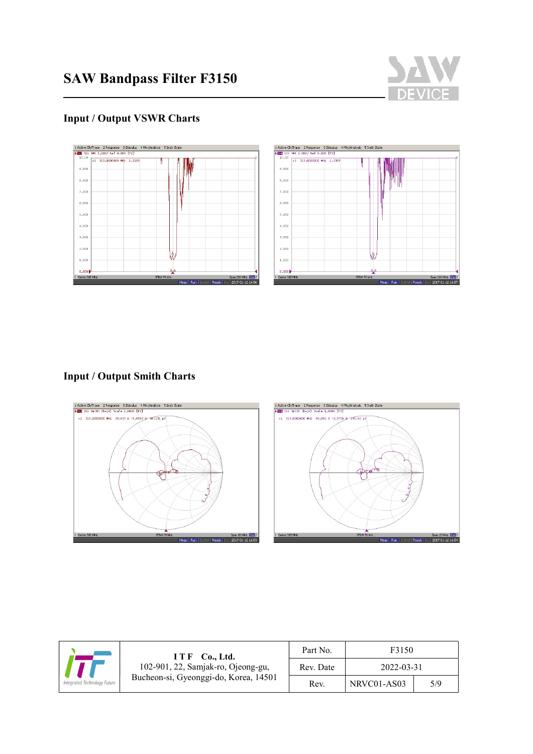# SAW Bandpass Filter F3150

## Input / Output VSWR Charts

## Input / Output Smith Charts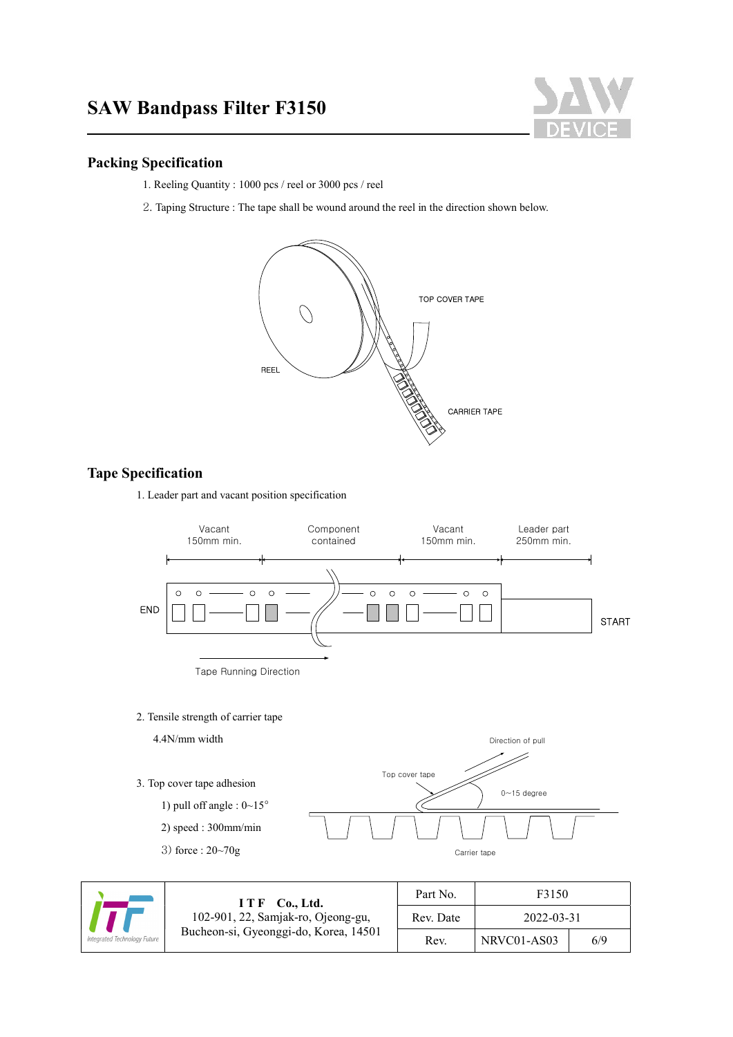## Packing Specification

1. Reeling Quantity : 1000 pcs / reel or 3000 pcs / reel
2. Taping Structure : The tape shall be wound around the reel in the direction shown below.

TOP COVER TAPE

REEL

CARRIER TAPE

## Tape Specification

1. Leader part and vacant position specification

| Vacant 150mm min. | Component contained | Vacant 150mm min. | Leader part 250mm min. |
|---|---|---|---|

END — START

Tape Running Direction

2. Tensile strength of carrier tape

   4.4N/mm width

3. Top cover tape adhesion

   1) pull off angle : 0~15°

   2) speed : 300mm/min

   3) force : 20~70g

Direction of pull

Top cover tape

0~15 degree

Carrier tape

| I T F Co., Ltd. 102-901, 22, Samjak-ro, Ojeong-gu, Bucheon-si, Gyeonggi-do, Korea, 14501 | Part No. | F3150 | |
|---|---|---|---|
| | Rev. Date | 2022-03-31 | |
| | Rev. | NRVC01-AS03 | 6/9 |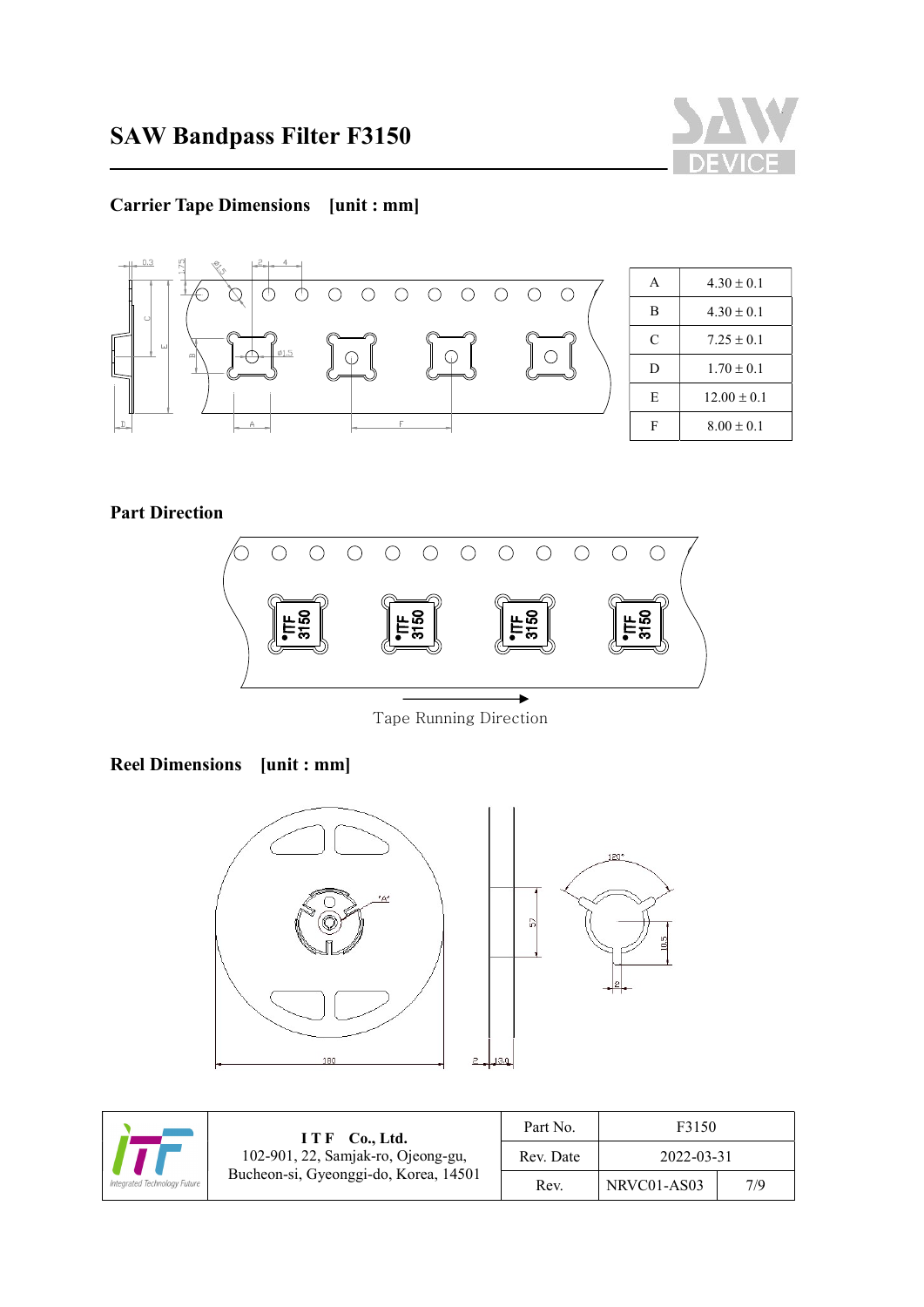# SAW Bandpass Filter F3150

## Carrier Tape Dimensions [unit : mm]

| | |
|---|---|
| A | 4.30 ± 0.1 |
| B | 4.30 ± 0.1 |
| C | 7.25 ± 0.1 |
| D | 1.70 ± 0.1 |
| E | 12.00 ± 0.1 |
| F | 8.00 ± 0.1 |

## Part Direction

Tape Running Direction

## Reel Dimensions [unit : mm]

| ITF Co., Ltd.<br>102-901, 22, Samjak-ro, Ojeong-gu,<br>Bucheon-si, Gyeonggi-do, Korea, 14501 | Part No. | F3150 | |
|---|---|---|---|
| | Rev. Date | 2022-03-31 | |
| | Rev. | NRVC01-AS03 | 7/9 |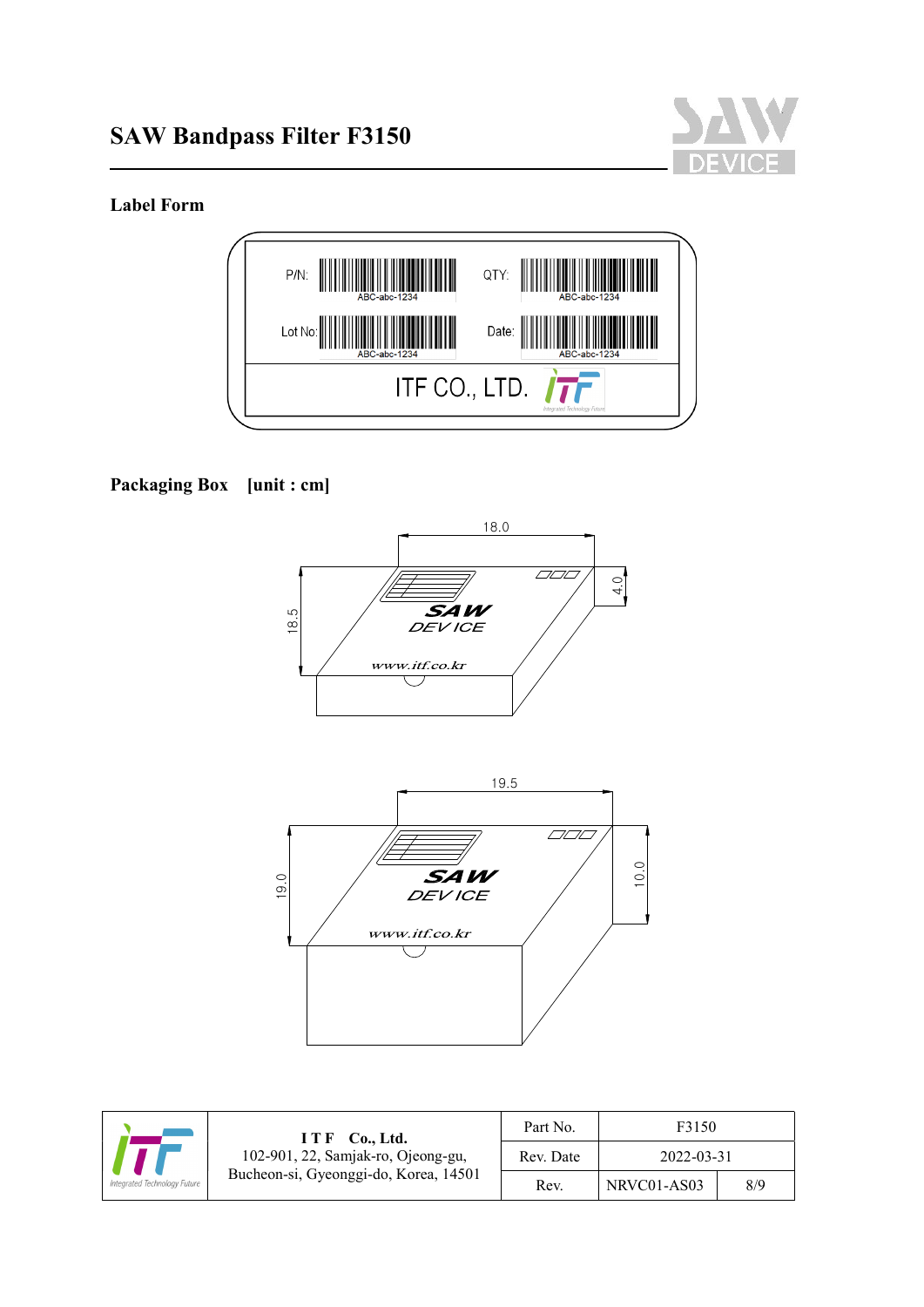# SAW Bandpass Filter F3150

## Label Form

| P/N: | ABC-abc-1234 | QTY: | ABC-abc-1234 |
|---|---|---|---|
| Lot No: | ABC-abc-1234 | Date: | ABC-abc-1234 |

ITF CO., LTD.

## Packaging Box [unit : cm]

18.0 × 18.5 × 4.0

19.5 × 19.0 × 10.0

| ITF Co., Ltd. 102-901, 22, Samjak-ro, Ojeong-gu, Bucheon-si, Gyeonggi-do, Korea, 14501 | Part No. | F3150 | |
|---|---|---|---|
| | Rev. Date | 2022-03-31 | |
| | Rev. | NRVC01-AS03 | 8/9 |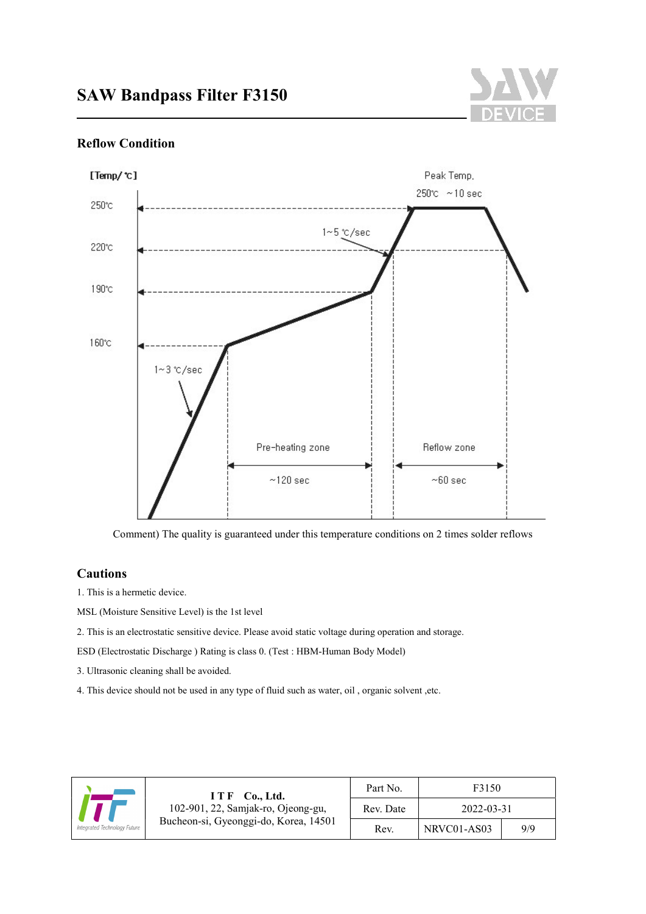## Reflow Condition

[Temp/ ℃]

Peak Temp.

250℃ ~10 sec

250℃

1~5 ℃/sec

220℃

190℃

160℃

1~3 ℃/sec

Pre-heating zone

~120 sec

Reflow zone

~60 sec

Comment) The quality is guaranteed under this temperature conditions on 2 times solder reflows

## Cautions

1. This is a hermetic device.

MSL (Moisture Sensitive Level) is the 1st level

2. This is an electrostatic sensitive device. Please avoid static voltage during operation and storage.

ESD (Electrostatic Discharge ) Rating is class 0. (Test : HBM-Human Body Model)

3. Ultrasonic cleaning shall be avoided.

4. This device should not be used in any type of fluid such as water, oil , organic solvent ,etc.